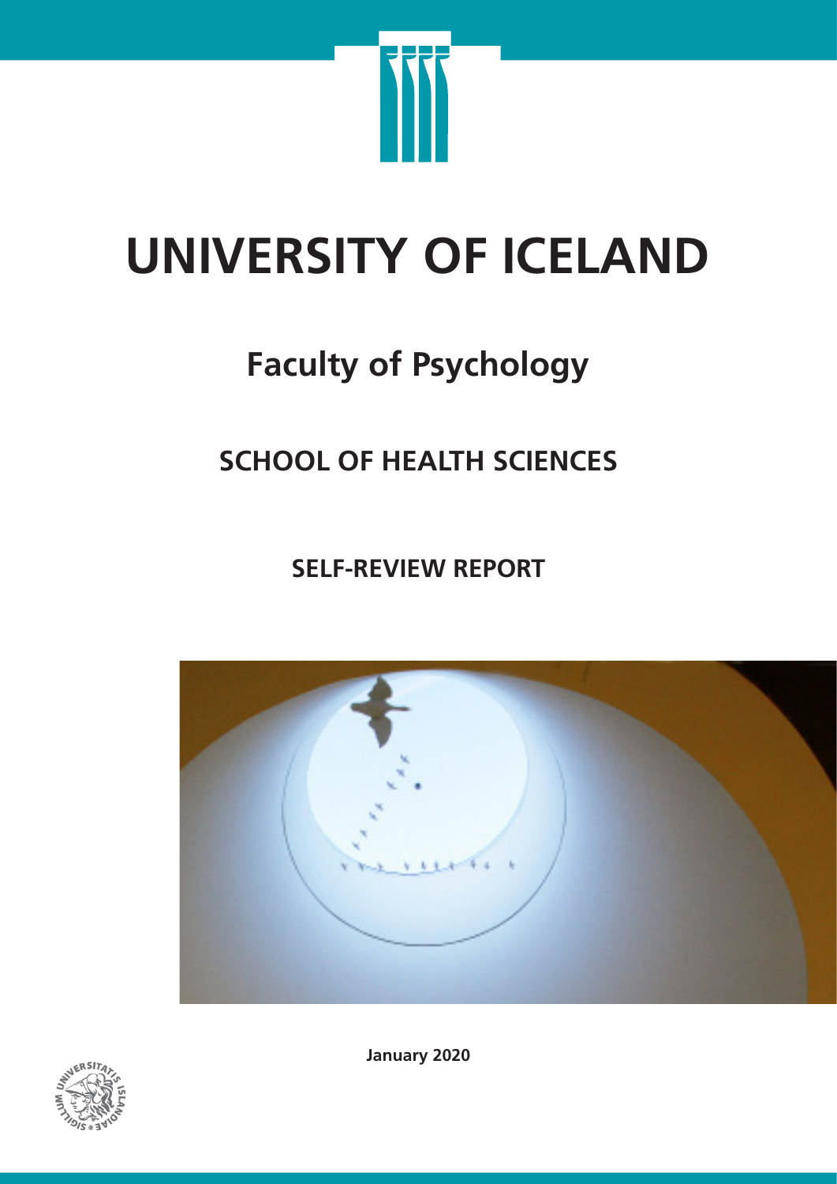# UNIVERSITY OF ICELAND

## Faculty of Psychology

## SCHOOL OF HEALTH SCIENCES

### SELF-REVIEW REPORT

**January 2020**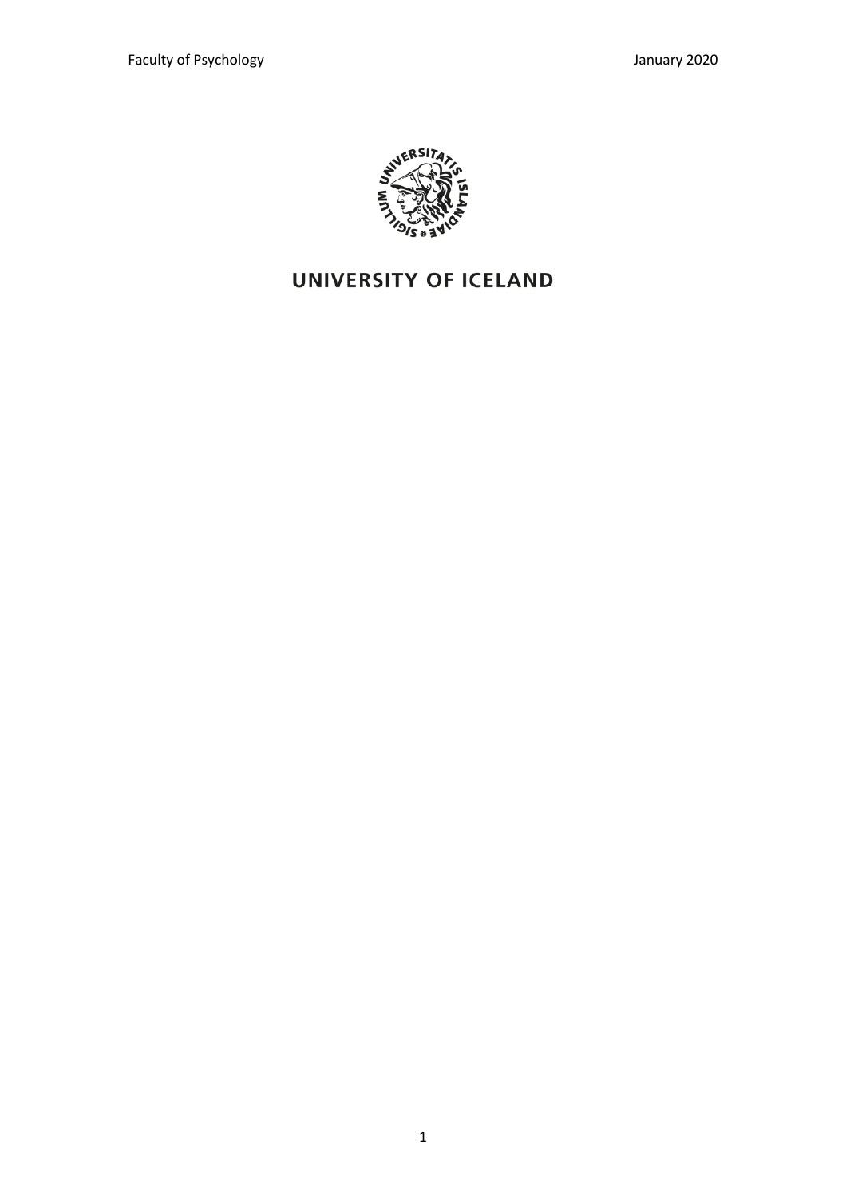UNIVERSITY OF ICELAND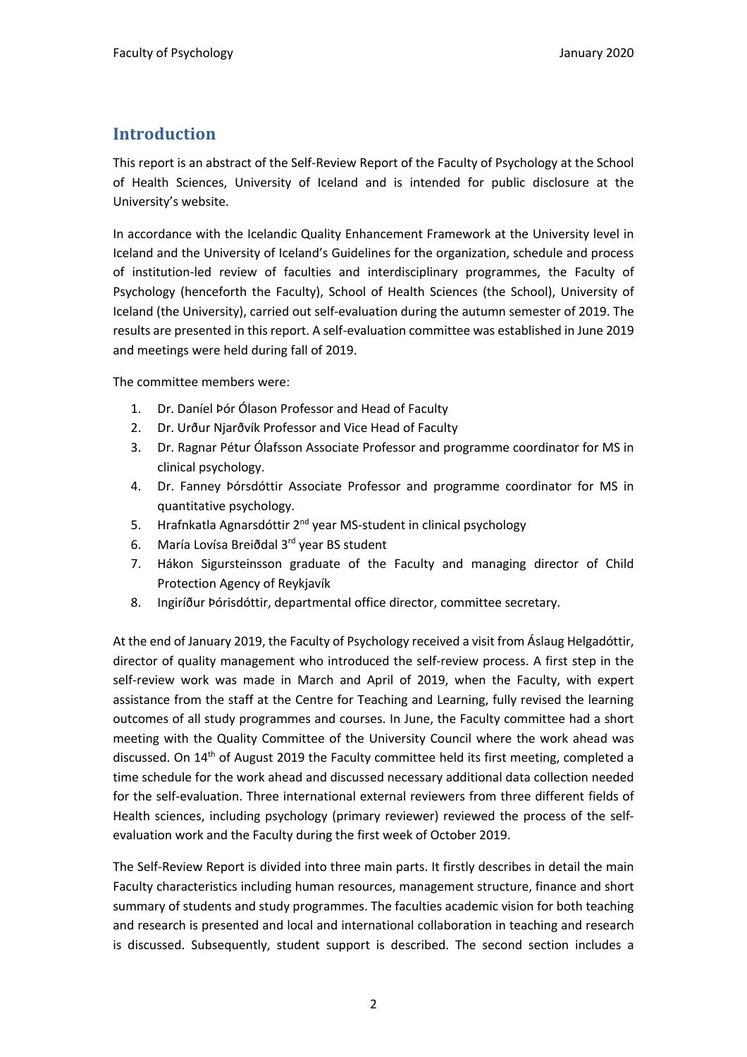## Introduction

This report is an abstract of the Self-Review Report of the Faculty of Psychology at the School of Health Sciences, University of Iceland and is intended for public disclosure at the University's website.

In accordance with the Icelandic Quality Enhancement Framework at the University level in Iceland and the University of Iceland's Guidelines for the organization, schedule and process of institution-led review of faculties and interdisciplinary programmes, the Faculty of Psychology (henceforth the Faculty), School of Health Sciences (the School), University of Iceland (the University), carried out self-evaluation during the autumn semester of 2019. The results are presented in this report. A self-evaluation committee was established in June 2019 and meetings were held during fall of 2019.

The committee members were:

1. Dr. Daníel Þór Ólason Professor and Head of Faculty
2. Dr. Urður Njarðvík Professor and Vice Head of Faculty
3. Dr. Ragnar Pétur Ólafsson Associate Professor and programme coordinator for MS in clinical psychology.
4. Dr. Fanney Þórsdóttir Associate Professor and programme coordinator for MS in quantitative psychology.
5. Hrafnkatla Agnarsdóttir 2nd year MS-student in clinical psychology
6. María Lovísa Breiðdal 3rd year BS student
7. Hákon Sigursteinsson graduate of the Faculty and managing director of Child Protection Agency of Reykjavík
8. Ingiríður Þórisdóttir, departmental office director, committee secretary.

At the end of January 2019, the Faculty of Psychology received a visit from Áslaug Helgadóttir, director of quality management who introduced the self-review process. A first step in the self-review work was made in March and April of 2019, when the Faculty, with expert assistance from the staff at the Centre for Teaching and Learning, fully revised the learning outcomes of all study programmes and courses. In June, the Faculty committee had a short meeting with the Quality Committee of the University Council where the work ahead was discussed. On 14th of August 2019 the Faculty committee held its first meeting, completed a time schedule for the work ahead and discussed necessary additional data collection needed for the self-evaluation. Three international external reviewers from three different fields of Health sciences, including psychology (primary reviewer) reviewed the process of the self-evaluation work and the Faculty during the first week of October 2019.

The Self-Review Report is divided into three main parts. It firstly describes in detail the main Faculty characteristics including human resources, management structure, finance and short summary of students and study programmes. The faculties academic vision for both teaching and research is presented and local and international collaboration in teaching and research is discussed. Subsequently, student support is described. The second section includes a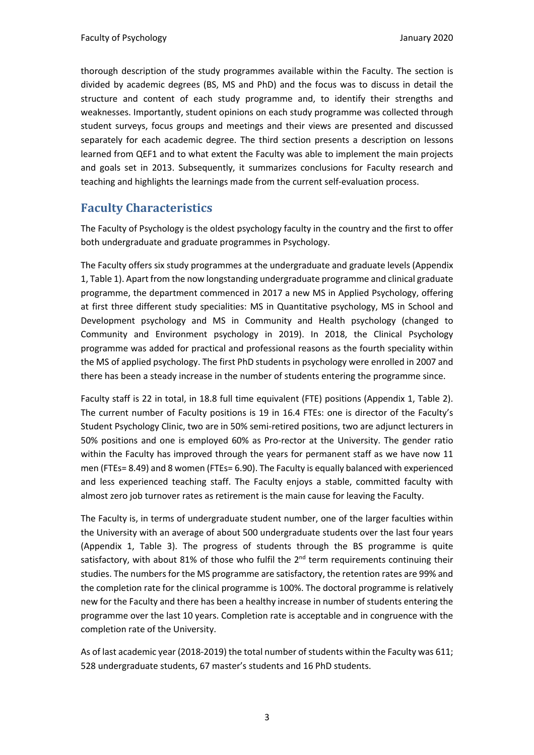thorough description of the study programmes available within the Faculty. The section is divided by academic degrees (BS, MS and PhD) and the focus was to discuss in detail the structure and content of each study programme and, to identify their strengths and weaknesses. Importantly, student opinions on each study programme was collected through student surveys, focus groups and meetings and their views are presented and discussed separately for each academic degree. The third section presents a description on lessons learned from QEF1 and to what extent the Faculty was able to implement the main projects and goals set in 2013. Subsequently, it summarizes conclusions for Faculty research and teaching and highlights the learnings made from the current self-evaluation process.

## Faculty Characteristics

The Faculty of Psychology is the oldest psychology faculty in the country and the first to offer both undergraduate and graduate programmes in Psychology.

The Faculty offers six study programmes at the undergraduate and graduate levels (Appendix 1, Table 1). Apart from the now longstanding undergraduate programme and clinical graduate programme, the department commenced in 2017 a new MS in Applied Psychology, offering at first three different study specialities: MS in Quantitative psychology, MS in School and Development psychology and MS in Community and Health psychology (changed to Community and Environment psychology in 2019). In 2018, the Clinical Psychology programme was added for practical and professional reasons as the fourth speciality within the MS of applied psychology. The first PhD students in psychology were enrolled in 2007 and there has been a steady increase in the number of students entering the programme since.

Faculty staff is 22 in total, in 18.8 full time equivalent (FTE) positions (Appendix 1, Table 2). The current number of Faculty positions is 19 in 16.4 FTEs: one is director of the Faculty's Student Psychology Clinic, two are in 50% semi-retired positions, two are adjunct lecturers in 50% positions and one is employed 60% as Pro-rector at the University. The gender ratio within the Faculty has improved through the years for permanent staff as we have now 11 men (FTEs= 8.49) and 8 women (FTEs= 6.90). The Faculty is equally balanced with experienced and less experienced teaching staff. The Faculty enjoys a stable, committed faculty with almost zero job turnover rates as retirement is the main cause for leaving the Faculty.

The Faculty is, in terms of undergraduate student number, one of the larger faculties within the University with an average of about 500 undergraduate students over the last four years (Appendix 1, Table 3). The progress of students through the BS programme is quite satisfactory, with about 81% of those who fulfil the 2nd term requirements continuing their studies. The numbers for the MS programme are satisfactory, the retention rates are 99% and the completion rate for the clinical programme is 100%. The doctoral programme is relatively new for the Faculty and there has been a healthy increase in number of students entering the programme over the last 10 years. Completion rate is acceptable and in congruence with the completion rate of the University.

As of last academic year (2018-2019) the total number of students within the Faculty was 611; 528 undergraduate students, 67 master's students and 16 PhD students.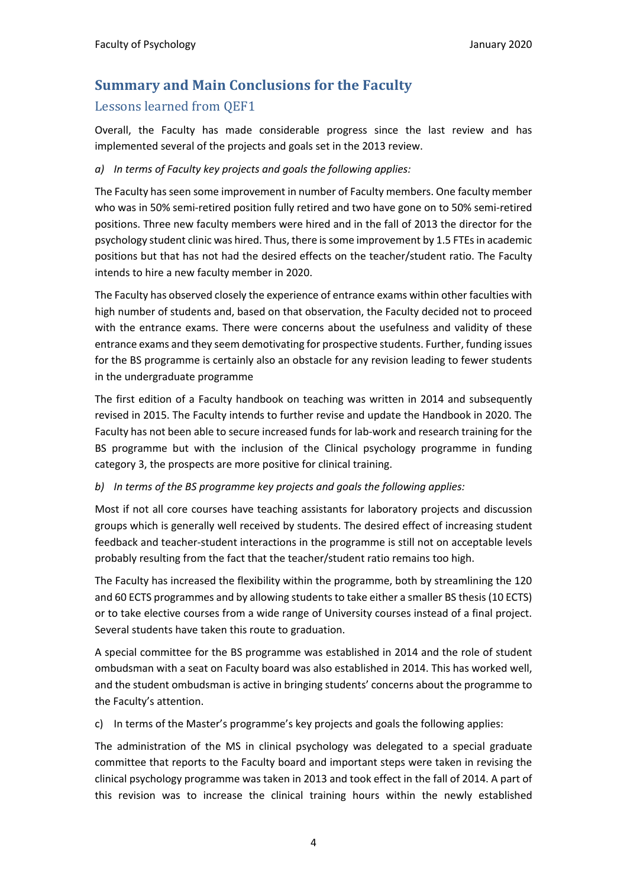## Summary and Main Conclusions for the Faculty

### Lessons learned from QEF1

Overall, the Faculty has made considerable progress since the last review and has implemented several of the projects and goals set in the 2013 review.

*a) In terms of Faculty key projects and goals the following applies:*

The Faculty has seen some improvement in number of Faculty members. One faculty member who was in 50% semi-retired position fully retired and two have gone on to 50% semi-retired positions. Three new faculty members were hired and in the fall of 2013 the director for the psychology student clinic was hired. Thus, there is some improvement by 1.5 FTEs in academic positions but that has not had the desired effects on the teacher/student ratio. The Faculty intends to hire a new faculty member in 2020.

The Faculty has observed closely the experience of entrance exams within other faculties with high number of students and, based on that observation, the Faculty decided not to proceed with the entrance exams. There were concerns about the usefulness and validity of these entrance exams and they seem demotivating for prospective students. Further, funding issues for the BS programme is certainly also an obstacle for any revision leading to fewer students in the undergraduate programme

The first edition of a Faculty handbook on teaching was written in 2014 and subsequently revised in 2015. The Faculty intends to further revise and update the Handbook in 2020. The Faculty has not been able to secure increased funds for lab-work and research training for the BS programme but with the inclusion of the Clinical psychology programme in funding category 3, the prospects are more positive for clinical training.

*b) In terms of the BS programme key projects and goals the following applies:*

Most if not all core courses have teaching assistants for laboratory projects and discussion groups which is generally well received by students. The desired effect of increasing student feedback and teacher-student interactions in the programme is still not on acceptable levels probably resulting from the fact that the teacher/student ratio remains too high.

The Faculty has increased the flexibility within the programme, both by streamlining the 120 and 60 ECTS programmes and by allowing students to take either a smaller BS thesis (10 ECTS) or to take elective courses from a wide range of University courses instead of a final project. Several students have taken this route to graduation.

A special committee for the BS programme was established in 2014 and the role of student ombudsman with a seat on Faculty board was also established in 2014. This has worked well, and the student ombudsman is active in bringing students' concerns about the programme to the Faculty's attention.

c) In terms of the Master's programme's key projects and goals the following applies:

The administration of the MS in clinical psychology was delegated to a special graduate committee that reports to the Faculty board and important steps were taken in revising the clinical psychology programme was taken in 2013 and took effect in the fall of 2014. A part of this revision was to increase the clinical training hours within the newly established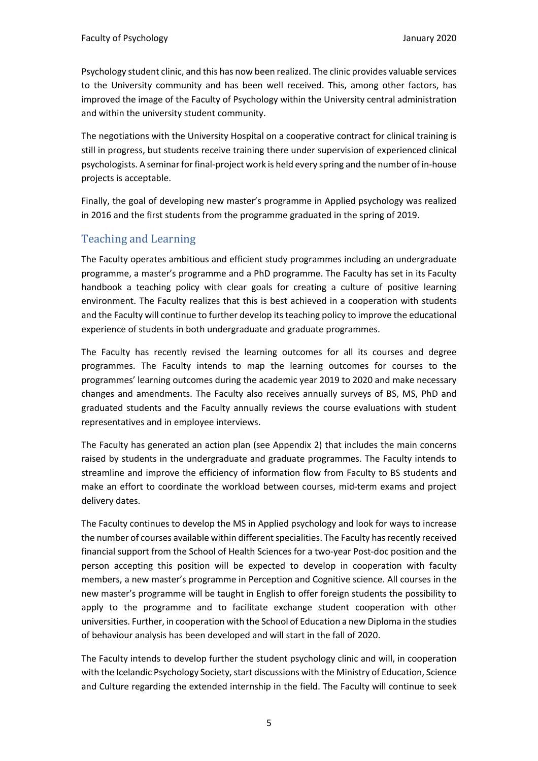Psychology student clinic, and this has now been realized. The clinic provides valuable services to the University community and has been well received. This, among other factors, has improved the image of the Faculty of Psychology within the University central administration and within the university student community.

The negotiations with the University Hospital on a cooperative contract for clinical training is still in progress, but students receive training there under supervision of experienced clinical psychologists. A seminar for final-project work is held every spring and the number of in-house projects is acceptable.

Finally, the goal of developing new master's programme in Applied psychology was realized in 2016 and the first students from the programme graduated in the spring of 2019.

## Teaching and Learning

The Faculty operates ambitious and efficient study programmes including an undergraduate programme, a master's programme and a PhD programme. The Faculty has set in its Faculty handbook a teaching policy with clear goals for creating a culture of positive learning environment. The Faculty realizes that this is best achieved in a cooperation with students and the Faculty will continue to further develop its teaching policy to improve the educational experience of students in both undergraduate and graduate programmes.

The Faculty has recently revised the learning outcomes for all its courses and degree programmes. The Faculty intends to map the learning outcomes for courses to the programmes' learning outcomes during the academic year 2019 to 2020 and make necessary changes and amendments. The Faculty also receives annually surveys of BS, MS, PhD and graduated students and the Faculty annually reviews the course evaluations with student representatives and in employee interviews.

The Faculty has generated an action plan (see Appendix 2) that includes the main concerns raised by students in the undergraduate and graduate programmes. The Faculty intends to streamline and improve the efficiency of information flow from Faculty to BS students and make an effort to coordinate the workload between courses, mid-term exams and project delivery dates.

The Faculty continues to develop the MS in Applied psychology and look for ways to increase the number of courses available within different specialities. The Faculty has recently received financial support from the School of Health Sciences for a two-year Post-doc position and the person accepting this position will be expected to develop in cooperation with faculty members, a new master's programme in Perception and Cognitive science. All courses in the new master's programme will be taught in English to offer foreign students the possibility to apply to the programme and to facilitate exchange student cooperation with other universities. Further, in cooperation with the School of Education a new Diploma in the studies of behaviour analysis has been developed and will start in the fall of 2020.

The Faculty intends to develop further the student psychology clinic and will, in cooperation with the Icelandic Psychology Society, start discussions with the Ministry of Education, Science and Culture regarding the extended internship in the field. The Faculty will continue to seek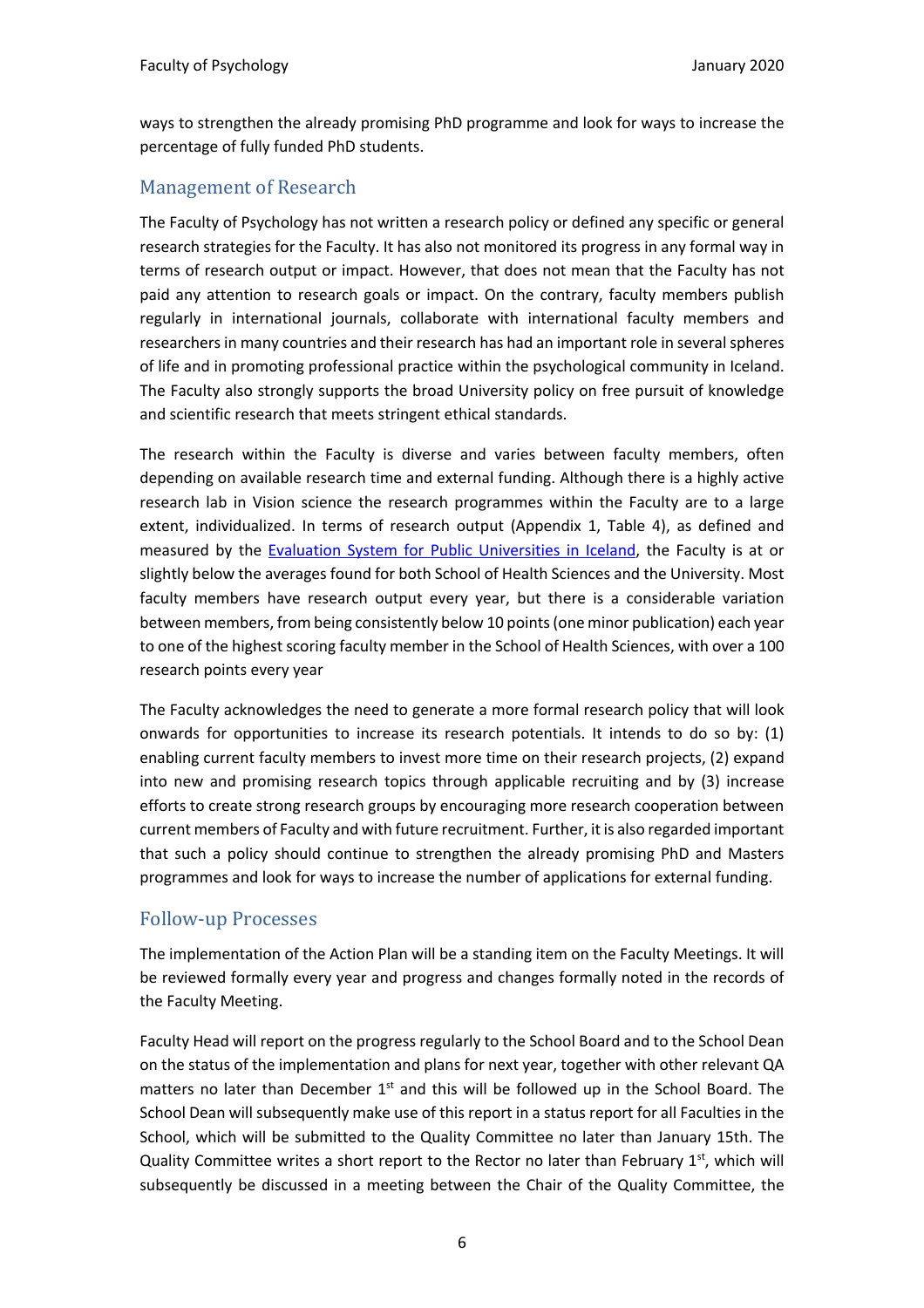ways to strengthen the already promising PhD programme and look for ways to increase the percentage of fully funded PhD students.

## Management of Research

The Faculty of Psychology has not written a research policy or defined any specific or general research strategies for the Faculty. It has also not monitored its progress in any formal way in terms of research output or impact. However, that does not mean that the Faculty has not paid any attention to research goals or impact. On the contrary, faculty members publish regularly in international journals, collaborate with international faculty members and researchers in many countries and their research has had an important role in several spheres of life and in promoting professional practice within the psychological community in Iceland. The Faculty also strongly supports the broad University policy on free pursuit of knowledge and scientific research that meets stringent ethical standards.

The research within the Faculty is diverse and varies between faculty members, often depending on available research time and external funding. Although there is a highly active research lab in Vision science the research programmes within the Faculty are to a large extent, individualized. In terms of research output (Appendix 1, Table 4), as defined and measured by the Evaluation System for Public Universities in Iceland, the Faculty is at or slightly below the averages found for both School of Health Sciences and the University. Most faculty members have research output every year, but there is a considerable variation between members, from being consistently below 10 points (one minor publication) each year to one of the highest scoring faculty member in the School of Health Sciences, with over a 100 research points every year

The Faculty acknowledges the need to generate a more formal research policy that will look onwards for opportunities to increase its research potentials. It intends to do so by: (1) enabling current faculty members to invest more time on their research projects, (2) expand into new and promising research topics through applicable recruiting and by (3) increase efforts to create strong research groups by encouraging more research cooperation between current members of Faculty and with future recruitment. Further, it is also regarded important that such a policy should continue to strengthen the already promising PhD and Masters programmes and look for ways to increase the number of applications for external funding.

## Follow-up Processes

The implementation of the Action Plan will be a standing item on the Faculty Meetings. It will be reviewed formally every year and progress and changes formally noted in the records of the Faculty Meeting.

Faculty Head will report on the progress regularly to the School Board and to the School Dean on the status of the implementation and plans for next year, together with other relevant QA matters no later than December 1st and this will be followed up in the School Board. The School Dean will subsequently make use of this report in a status report for all Faculties in the School, which will be submitted to the Quality Committee no later than January 15th. The Quality Committee writes a short report to the Rector no later than February 1st, which will subsequently be discussed in a meeting between the Chair of the Quality Committee, the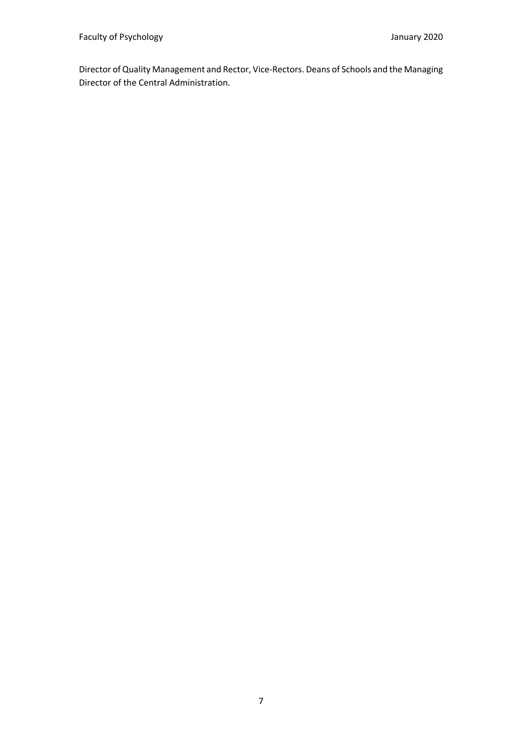Director of Quality Management and Rector, Vice-Rectors. Deans of Schools and the Managing Director of the Central Administration.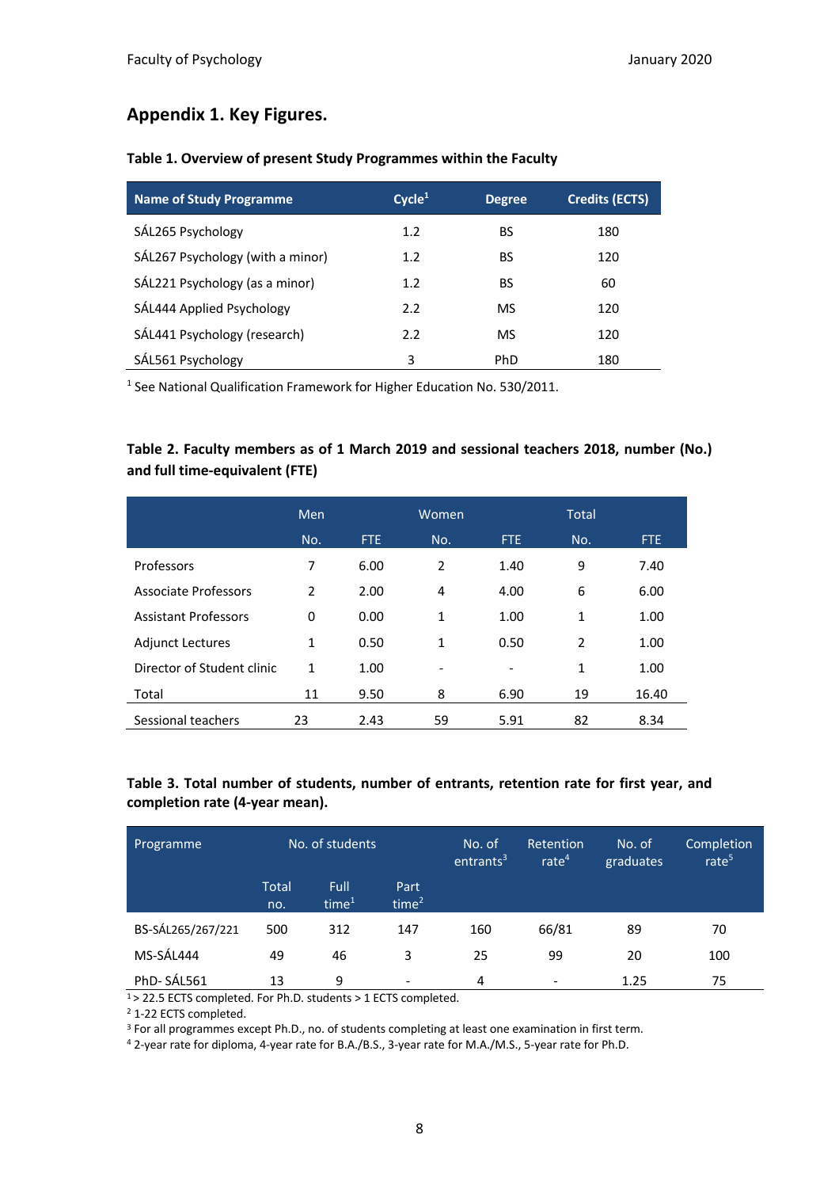## Appendix 1. Key Figures.

**Table 1. Overview of present Study Programmes within the Faculty**

| Name of Study Programme | Cycle[1] | Degree | Credits (ECTS) |
|---|---|---|---|
| SÁL265 Psychology | 1.2 | BS | 180 |
| SÁL267 Psychology (with a minor) | 1.2 | BS | 120 |
| SÁL221 Psychology (as a minor) | 1.2 | BS | 60 |
| SÁL444 Applied Psychology | 2.2 | MS | 120 |
| SÁL441 Psychology (research) | 2.2 | MS | 120 |
| SÁL561 Psychology | 3 | PhD | 180 |

[1] See National Qualification Framework for Higher Education No. 530/2011.

**Table 2. Faculty members as of 1 March 2019 and sessional teachers 2018, number (No.) and full time-equivalent (FTE)**

| | Men | | Women | | Total | |
|---|---|---|---|---|---|---|
| | No. | FTE | No. | FTE | No. | FTE |
| Professors | 7 | 6.00 | 2 | 1.40 | 9 | 7.40 |
| Associate Professors | 2 | 2.00 | 4 | 4.00 | 6 | 6.00 |
| Assistant Professors | 0 | 0.00 | 1 | 1.00 | 1 | 1.00 |
| Adjunct Lectures | 1 | 0.50 | 1 | 0.50 | 2 | 1.00 |
| Director of Student clinic | 1 | 1.00 | - | - | 1 | 1.00 |
| Total | 11 | 9.50 | 8 | 6.90 | 19 | 16.40 |
| Sessional teachers | 23 | 2.43 | 59 | 5.91 | 82 | 8.34 |

**Table 3. Total number of students, number of entrants, retention rate for first year, and completion rate (4-year mean).**

| Programme | No. of students | | | No. of entrants[3] | Retention rate[4] | No. of graduates | Completion rate[5] |
|---|---|---|---|---|---|---|---|
| | Total no. | Full time[1] | Part time[2] | | | | |
| BS-SÁL265/267/221 | 500 | 312 | 147 | 160 | 66/81 | 89 | 70 |
| MS-SÁL444 | 49 | 46 | 3 | 25 | 99 | 20 | 100 |
| PhD- SÁL561 | 13 | 9 | - | 4 | - | 1.25 | 75 |

[1] > 22.5 ECTS completed. For Ph.D. students > 1 ECTS completed.
[2] 1-22 ECTS completed.
[3] For all programmes except Ph.D., no. of students completing at least one examination in first term.
[4] 2-year rate for diploma, 4-year rate for B.A./B.S., 3-year rate for M.A./M.S., 5-year rate for Ph.D.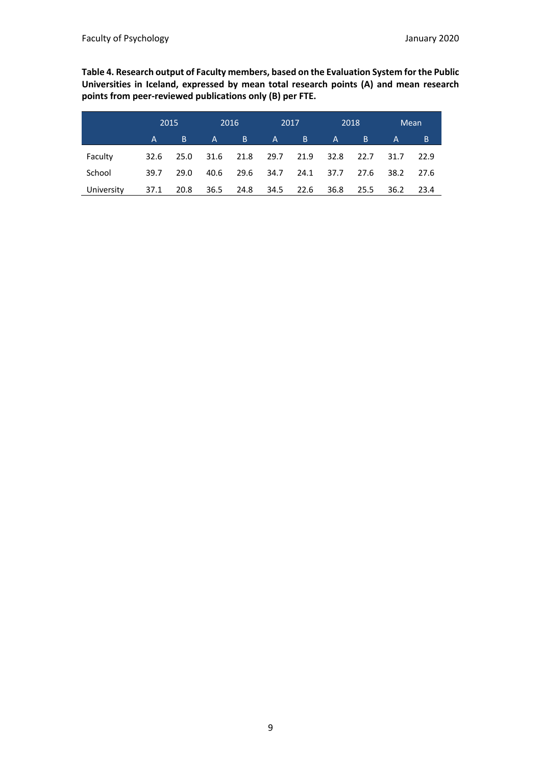**Table 4. Research output of Faculty members, based on the Evaluation System for the Public Universities in Iceland, expressed by mean total research points (A) and mean research points from peer-reviewed publications only (B) per FTE.**

| | 2015 | | 2016 | | 2017 | | 2018 | | Mean | |
|---|---|---|---|---|---|---|---|---|---|---|
| | A | B | A | B | A | B | A | B | A | B |
| Faculty | 32.6 | 25.0 | 31.6 | 21.8 | 29.7 | 21.9 | 32.8 | 22.7 | 31.7 | 22.9 |
| School | 39.7 | 29.0 | 40.6 | 29.6 | 34.7 | 24.1 | 37.7 | 27.6 | 38.2 | 27.6 |
| University | 37.1 | 20.8 | 36.5 | 24.8 | 34.5 | 22.6 | 36.8 | 25.5 | 36.2 | 23.4 |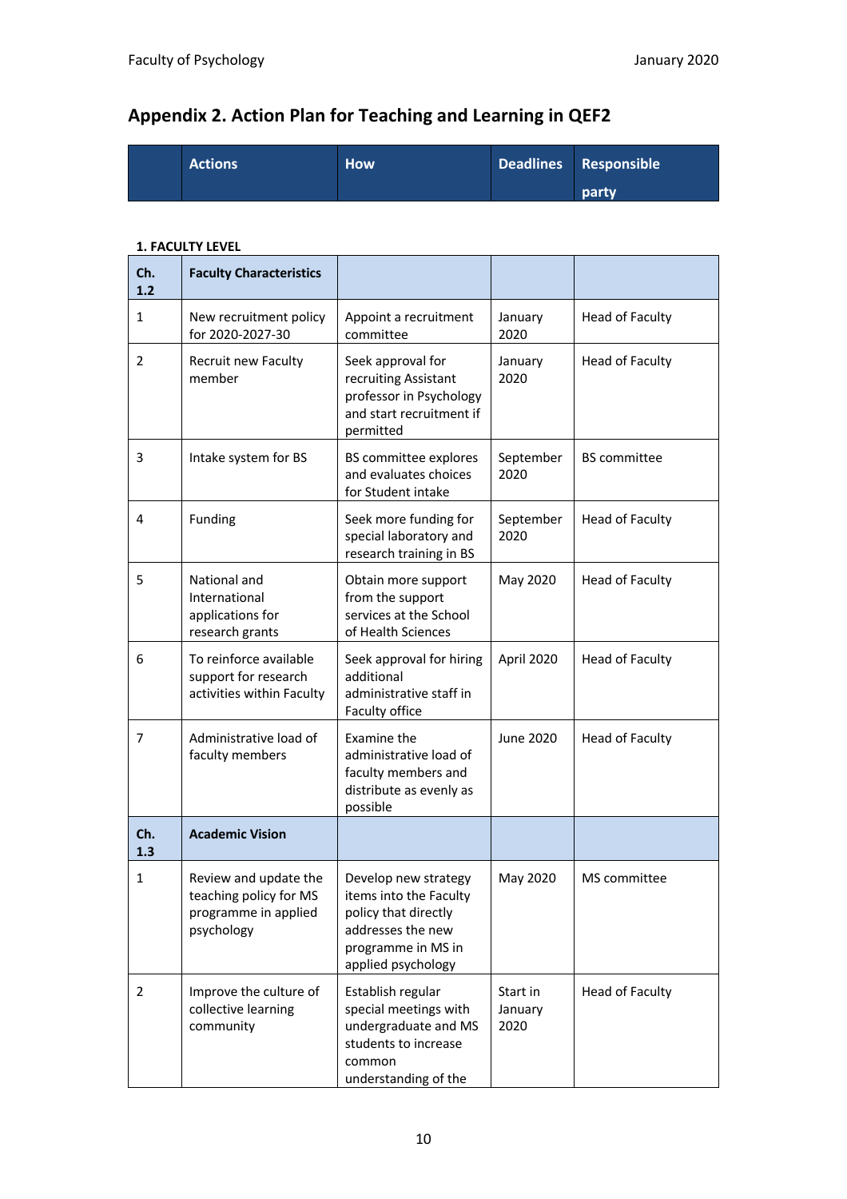## Appendix 2. Action Plan for Teaching and Learning in QEF2

| | Actions | How | Deadlines | Responsible party |
|---|---|---|---|---|

**1. FACULTY LEVEL**

| **Ch. 1.2** | **Faculty Characteristics** | | | |
|---|---|---|---|---|
| 1 | New recruitment policy for 2020-2027-30 | Appoint a recruitment committee | January 2020 | Head of Faculty |
| 2 | Recruit new Faculty member | Seek approval for recruiting Assistant professor in Psychology and start recruitment if permitted | January 2020 | Head of Faculty |
| 3 | Intake system for BS | BS committee explores and evaluates choices for Student intake | September 2020 | BS committee |
| 4 | Funding | Seek more funding for special laboratory and research training in BS | September 2020 | Head of Faculty |
| 5 | National and International applications for research grants | Obtain more support from the support services at the School of Health Sciences | May 2020 | Head of Faculty |
| 6 | To reinforce available support for research activities within Faculty | Seek approval for hiring additional administrative staff in Faculty office | April 2020 | Head of Faculty |
| 7 | Administrative load of faculty members | Examine the administrative load of faculty members and distribute as evenly as possible | June 2020 | Head of Faculty |
| **Ch. 1.3** | **Academic Vision** | | | |
| 1 | Review and update the teaching policy for MS programme in applied psychology | Develop new strategy items into the Faculty policy that directly addresses the new programme in MS in applied psychology | May 2020 | MS committee |
| 2 | Improve the culture of collective learning community | Establish regular special meetings with undergraduate and MS students to increase common understanding of the | Start in January 2020 | Head of Faculty |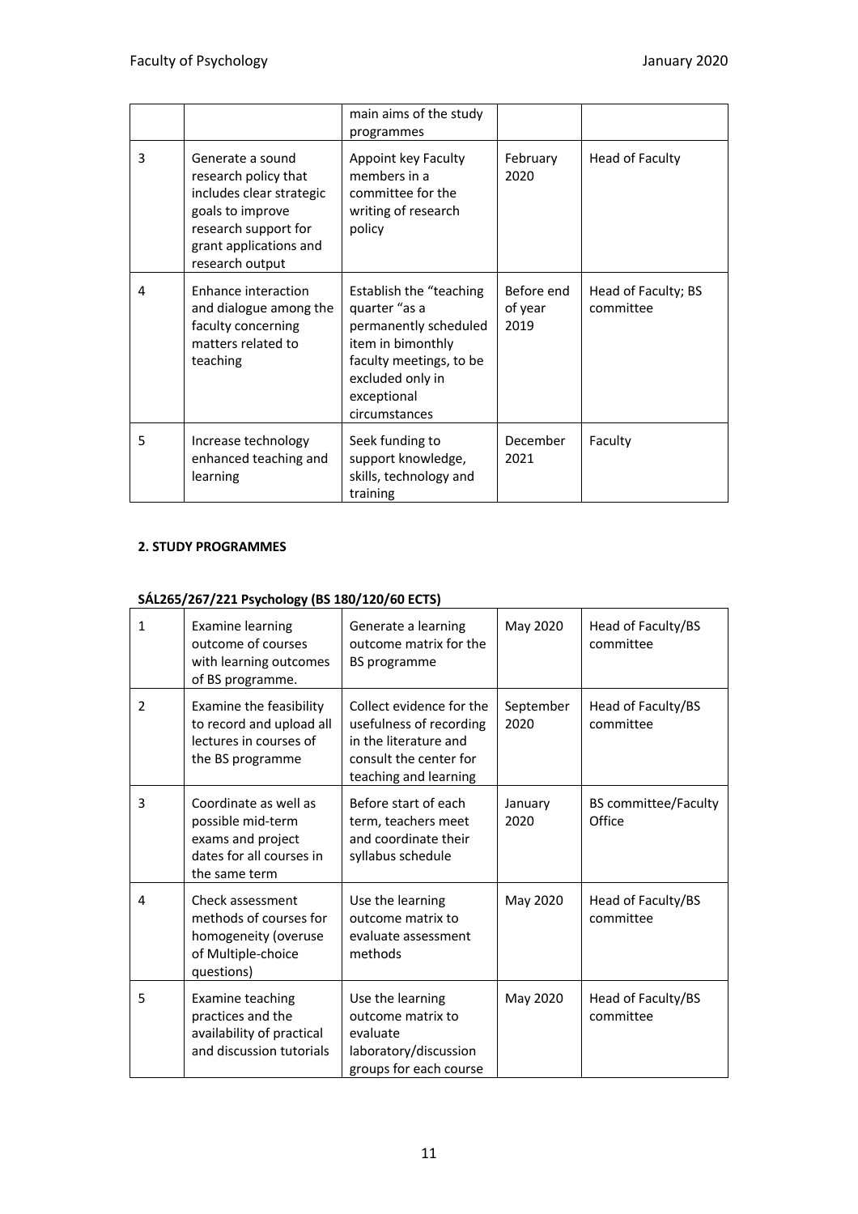| | | | | |
|---|---|---|---|---|
| | | main aims of the study programmes | | |
| 3 | Generate a sound research policy that includes clear strategic goals to improve research support for grant applications and research output | Appoint key Faculty members in a committee for the writing of research policy | February 2020 | Head of Faculty |
| 4 | Enhance interaction and dialogue among the faculty concerning matters related to teaching | Establish the "teaching quarter "as a permanently scheduled item in bimonthly faculty meetings, to be excluded only in exceptional circumstances | Before end of year 2019 | Head of Faculty; BS committee |
| 5 | Increase technology enhanced teaching and learning | Seek funding to support knowledge, skills, technology and training | December 2021 | Faculty |

**2. STUDY PROGRAMMES**

**SÁL265/267/221 Psychology (BS 180/120/60 ECTS)**

| | | | | |
|---|---|---|---|---|
| 1 | Examine learning outcome of courses with learning outcomes of BS programme. | Generate a learning outcome matrix for the BS programme | May 2020 | Head of Faculty/BS committee |
| 2 | Examine the feasibility to record and upload all lectures in courses of the BS programme | Collect evidence for the usefulness of recording in the literature and consult the center for teaching and learning | September 2020 | Head of Faculty/BS committee |
| 3 | Coordinate as well as possible mid-term exams and project dates for all courses in the same term | Before start of each term, teachers meet and coordinate their syllabus schedule | January 2020 | BS committee/Faculty Office |
| 4 | Check assessment methods of courses for homogeneity (overuse of Multiple-choice questions) | Use the learning outcome matrix to evaluate assessment methods | May 2020 | Head of Faculty/BS committee |
| 5 | Examine teaching practices and the availability of practical and discussion tutorials | Use the learning outcome matrix to evaluate laboratory/discussion groups for each course | May 2020 | Head of Faculty/BS committee |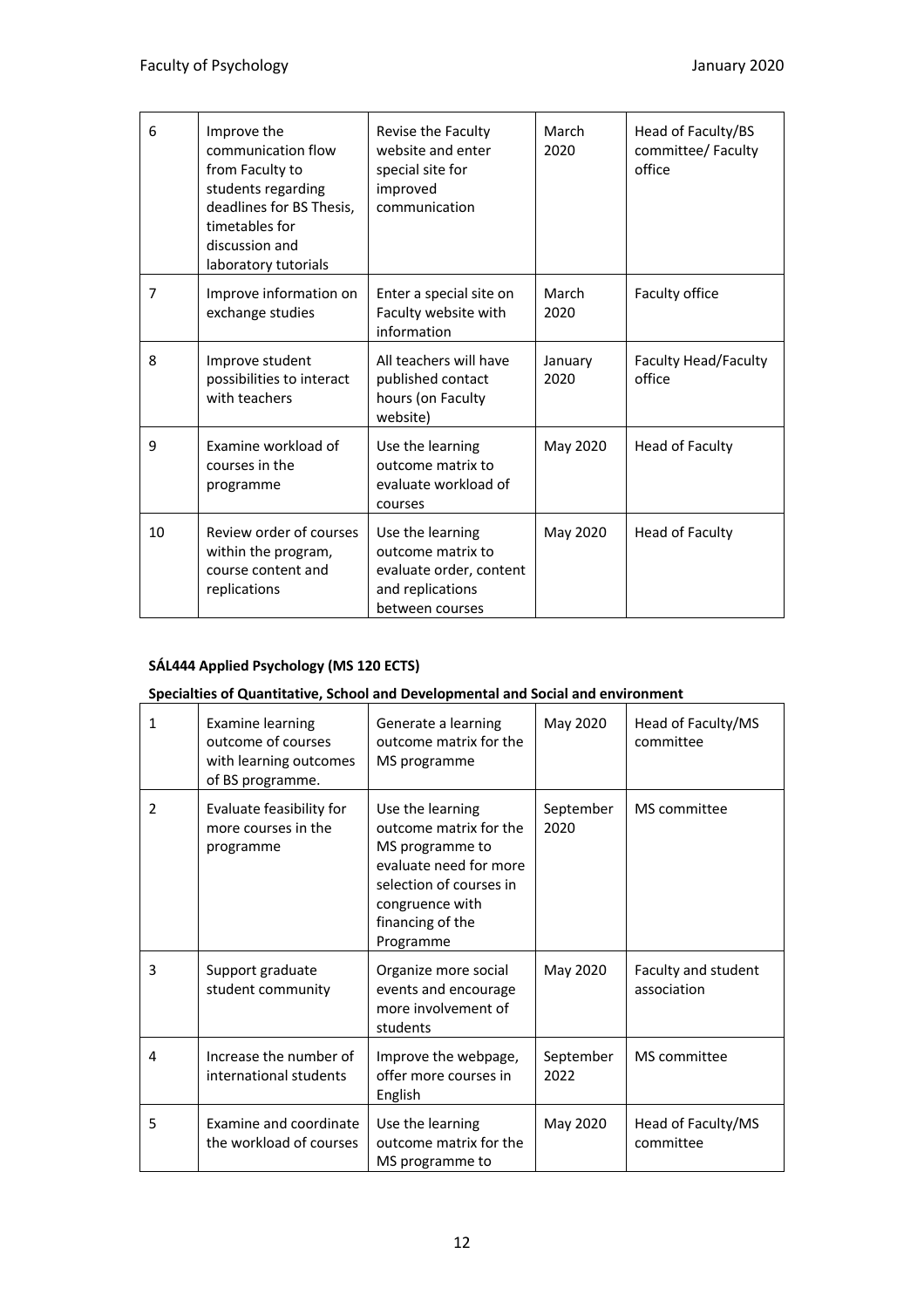| | | | | |
|---|---|---|---|---|
| 6 | Improve the communication flow from Faculty to students regarding deadlines for BS Thesis, timetables for discussion and laboratory tutorials | Revise the Faculty website and enter special site for improved communication | March 2020 | Head of Faculty/BS committee/ Faculty office |
| 7 | Improve information on exchange studies | Enter a special site on Faculty website with information | March 2020 | Faculty office |
| 8 | Improve student possibilities to interact with teachers | All teachers will have published contact hours (on Faculty website) | January 2020 | Faculty Head/Faculty office |
| 9 | Examine workload of courses in the programme | Use the learning outcome matrix to evaluate workload of courses | May 2020 | Head of Faculty |
| 10 | Review order of courses within the program, course content and replications | Use the learning outcome matrix to evaluate order, content and replications between courses | May 2020 | Head of Faculty |

**SÁL444 Applied Psychology (MS 120 ECTS)**

**Specialties of Quantitative, School and Developmental and Social and environment**

| | | | | |
|---|---|---|---|---|
| 1 | Examine learning outcome of courses with learning outcomes of BS programme. | Generate a learning outcome matrix for the MS programme | May 2020 | Head of Faculty/MS committee |
| 2 | Evaluate feasibility for more courses in the programme | Use the learning outcome matrix for the MS programme to evaluate need for more selection of courses in congruence with financing of the Programme | September 2020 | MS committee |
| 3 | Support graduate student community | Organize more social events and encourage more involvement of students | May 2020 | Faculty and student association |
| 4 | Increase the number of international students | Improve the webpage, offer more courses in English | September 2022 | MS committee |
| 5 | Examine and coordinate the workload of courses | Use the learning outcome matrix for the MS programme to | May 2020 | Head of Faculty/MS committee |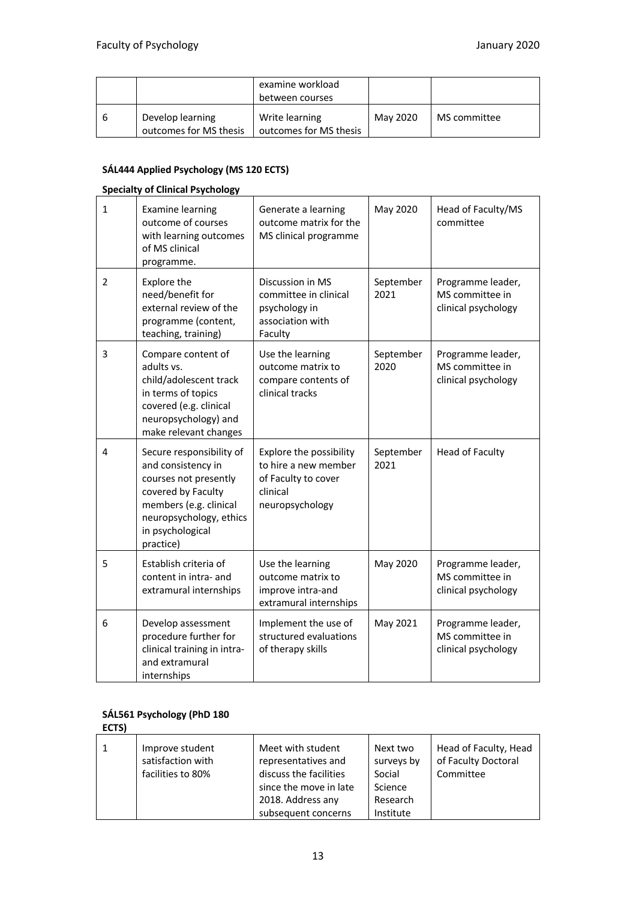| | | | | |
|---|---|---|---|---|
| | | examine workload between courses | | |
| 6 | Develop learning outcomes for MS thesis | Write learning outcomes for MS thesis | May 2020 | MS committee |

**SÁL444 Applied Psychology (MS 120 ECTS)**

**Specialty of Clinical Psychology**

| | | | | |
|---|---|---|---|---|
| 1 | Examine learning outcome of courses with learning outcomes of MS clinical programme. | Generate a learning outcome matrix for the MS clinical programme | May 2020 | Head of Faculty/MS committee |
| 2 | Explore the need/benefit for external review of the programme (content, teaching, training) | Discussion in MS committee in clinical psychology in association with Faculty | September 2021 | Programme leader, MS committee in clinical psychology |
| 3 | Compare content of adults vs. child/adolescent track in terms of topics covered (e.g. clinical neuropsychology) and make relevant changes | Use the learning outcome matrix to compare contents of clinical tracks | September 2020 | Programme leader, MS committee in clinical psychology |
| 4 | Secure responsibility of and consistency in courses not presently covered by Faculty members (e.g. clinical neuropsychology, ethics in psychological practice) | Explore the possibility to hire a new member of Faculty to cover clinical neuropsychology | September 2021 | Head of Faculty |
| 5 | Establish criteria of content in intra- and extramural internships | Use the learning outcome matrix to improve intra-and extramural internships | May 2020 | Programme leader, MS committee in clinical psychology |
| 6 | Develop assessment procedure further for clinical training in intra- and extramural internships | Implement the use of structured evaluations of therapy skills | May 2021 | Programme leader, MS committee in clinical psychology |

**SÁL561 Psychology (PhD 180 ECTS)**

| | | | | |
|---|---|---|---|---|
| 1 | Improve student satisfaction with facilities to 80% | Meet with student representatives and discuss the facilities since the move in late 2018. Address any subsequent concerns | Next two surveys by Social Science Research Institute | Head of Faculty, Head of Faculty Doctoral Committee |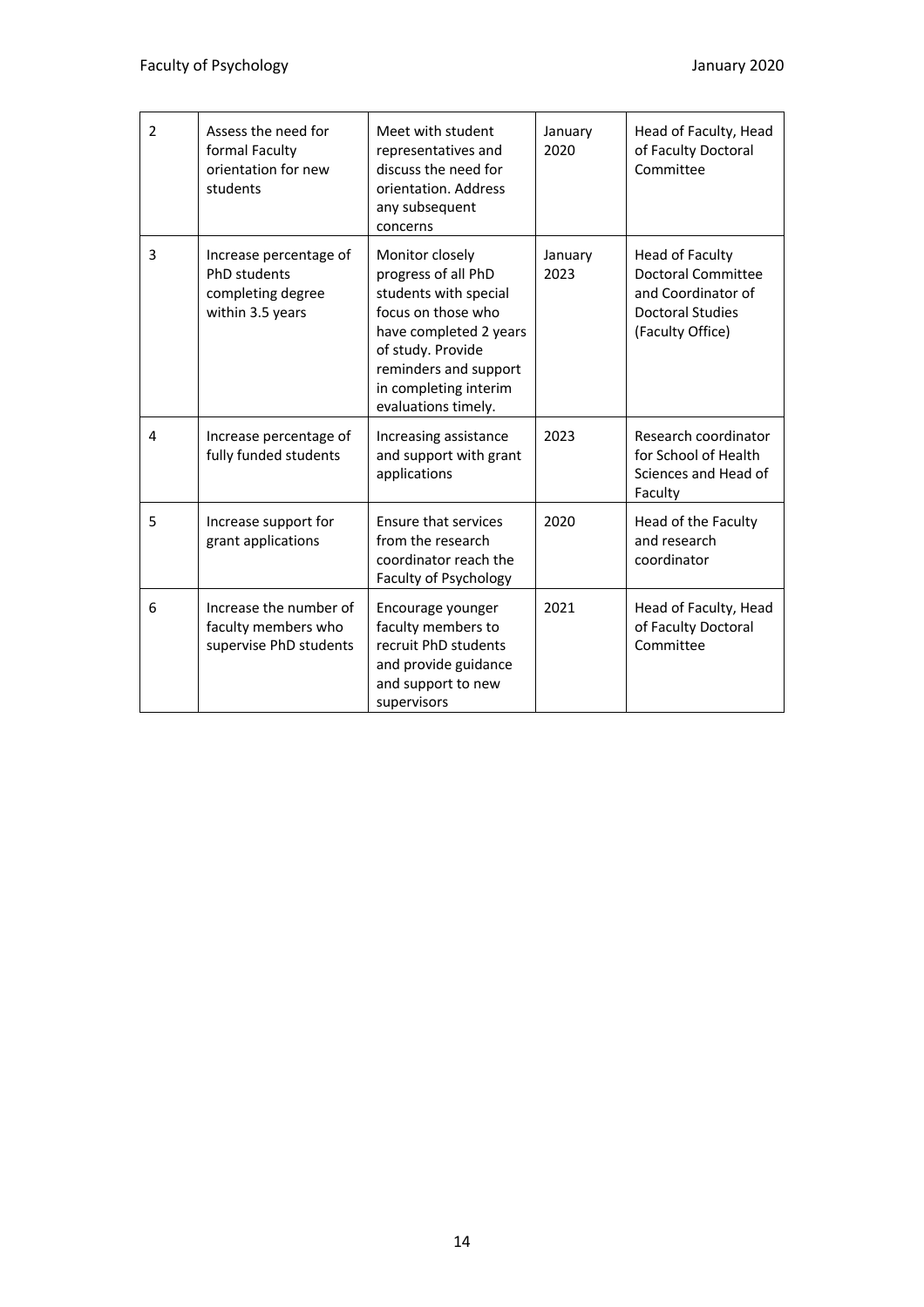| | | | | |
|---|---|---|---|---|
| 2 | Assess the need for formal Faculty orientation for new students | Meet with student representatives and discuss the need for orientation. Address any subsequent concerns | January 2020 | Head of Faculty, Head of Faculty Doctoral Committee |
| 3 | Increase percentage of PhD students completing degree within 3.5 years | Monitor closely progress of all PhD students with special focus on those who have completed 2 years of study. Provide reminders and support in completing interim evaluations timely. | January 2023 | Head of Faculty Doctoral Committee and Coordinator of Doctoral Studies (Faculty Office) |
| 4 | Increase percentage of fully funded students | Increasing assistance and support with grant applications | 2023 | Research coordinator for School of Health Sciences and Head of Faculty |
| 5 | Increase support for grant applications | Ensure that services from the research coordinator reach the Faculty of Psychology | 2020 | Head of the Faculty and research coordinator |
| 6 | Increase the number of faculty members who supervise PhD students | Encourage younger faculty members to recruit PhD students and provide guidance and support to new supervisors | 2021 | Head of Faculty, Head of Faculty Doctoral Committee |